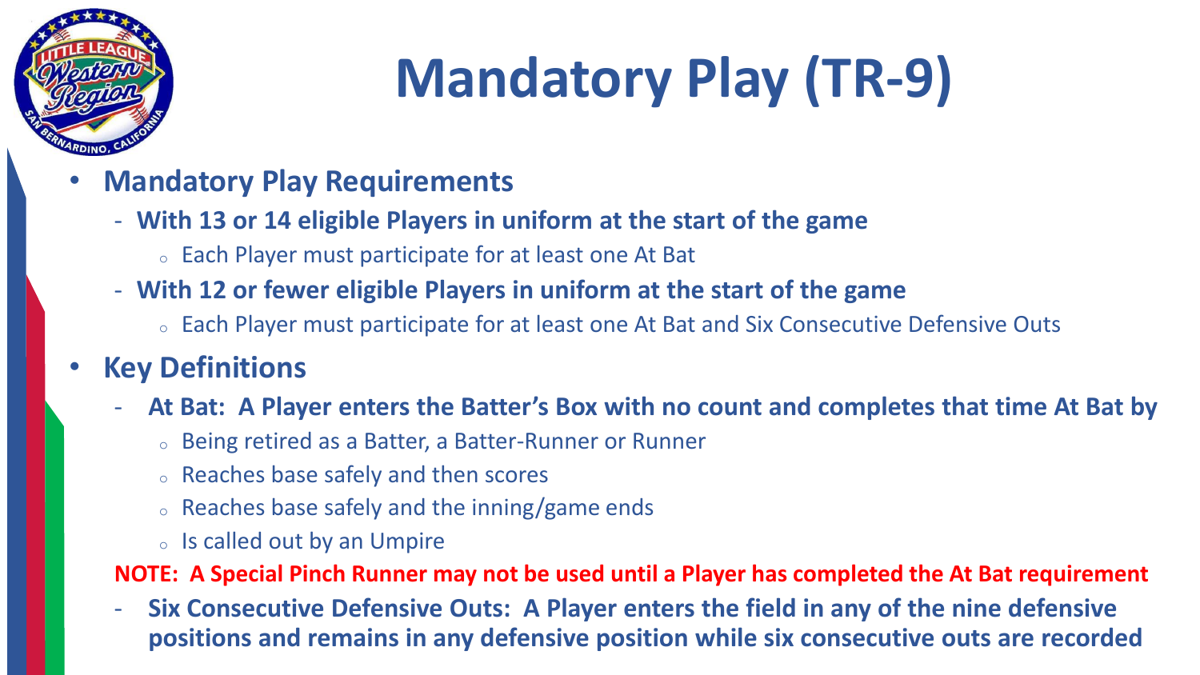# Mandatory Play (TR-9)

- **Mandatory Play Requirements**
  - **With 13 or 14 eligible Players in uniform at the start of the game**
    - Each Player must participate for at least one At Bat
  - **With 12 or fewer eligible Players in uniform at the start of the game**
    - Each Player must participate for at least one At Bat and Six Consecutive Defensive Outs
- **Key Definitions**
  - **At Bat: A Player enters the Batter's Box with no count and completes that time At Bat by**
    - Being retired as a Batter, a Batter-Runner or Runner
    - Reaches base safely and then scores
    - Reaches base safely and the inning/game ends
    - Is called out by an Umpire

  **NOTE: A Special Pinch Runner may not be used until a Player has completed the At Bat requirement**

  - **Six Consecutive Defensive Outs: A Player enters the field in any of the nine defensive positions and remains in any defensive position while six consecutive outs are recorded**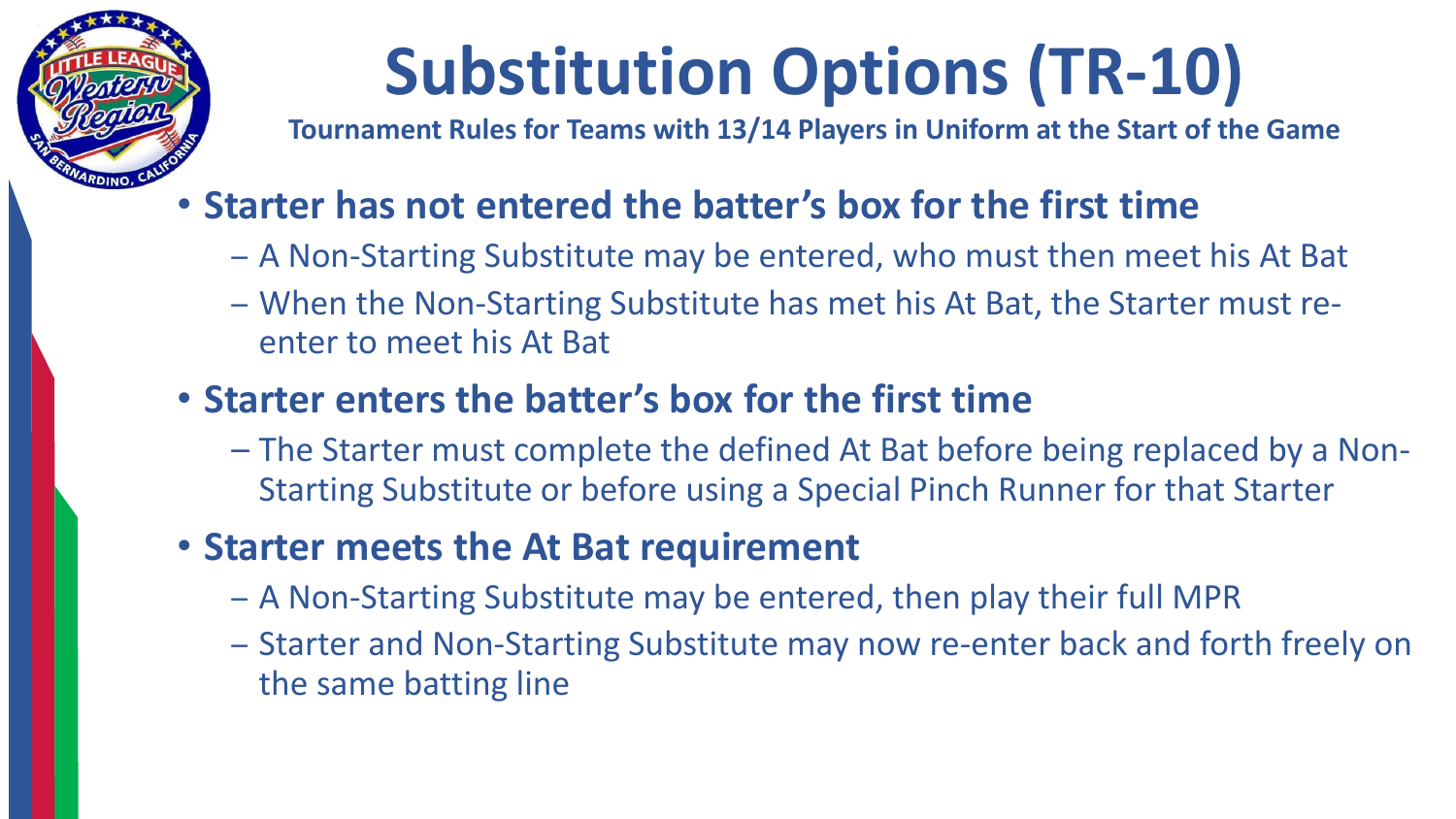# Substitution Options (TR-10)

**Tournament Rules for Teams with 13/14 Players in Uniform at the Start of the Game**

- **Starter has not entered the batter's box for the first time**
  - A Non-Starting Substitute may be entered, who must then meet his At Bat
  - When the Non-Starting Substitute has met his At Bat, the Starter must re-enter to meet his At Bat
- **Starter enters the batter's box for the first time**
  - The Starter must complete the defined At Bat before being replaced by a Non-Starting Substitute or before using a Special Pinch Runner for that Starter
- **Starter meets the At Bat requirement**
  - A Non-Starting Substitute may be entered, then play their full MPR
  - Starter and Non-Starting Substitute may now re-enter back and forth freely on the same batting line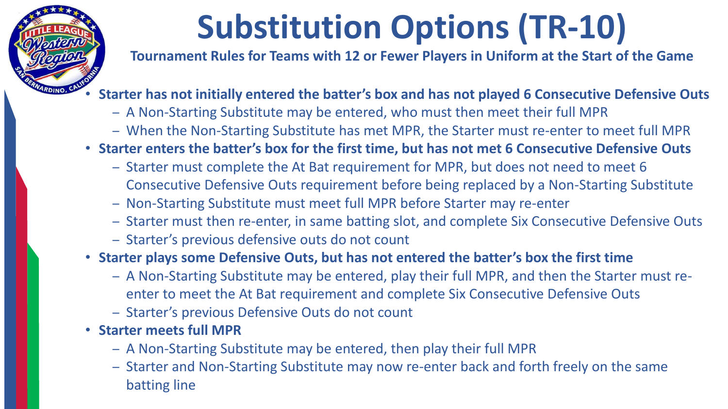# Substitution Options (TR-10)

**Tournament Rules for Teams with 12 or Fewer Players in Uniform at the Start of the Game**

- **Starter has not initially entered the batter's box and has not played 6 Consecutive Defensive Outs**
  - A Non-Starting Substitute may be entered, who must then meet their full MPR
  - When the Non-Starting Substitute has met MPR, the Starter must re-enter to meet full MPR
- **Starter enters the batter's box for the first time, but has not met 6 Consecutive Defensive Outs**
  - Starter must complete the At Bat requirement for MPR, but does not need to meet 6 Consecutive Defensive Outs requirement before being replaced by a Non-Starting Substitute
  - Non-Starting Substitute must meet full MPR before Starter may re-enter
  - Starter must then re-enter, in same batting slot, and complete Six Consecutive Defensive Outs
  - Starter's previous defensive outs do not count
- **Starter plays some Defensive Outs, but has not entered the batter's box the first time**
  - A Non-Starting Substitute may be entered, play their full MPR, and then the Starter must re-enter to meet the At Bat requirement and complete Six Consecutive Defensive Outs
  - Starter's previous Defensive Outs do not count
- **Starter meets full MPR**
  - A Non-Starting Substitute may be entered, then play their full MPR
  - Starter and Non-Starting Substitute may now re-enter back and forth freely on the same batting line